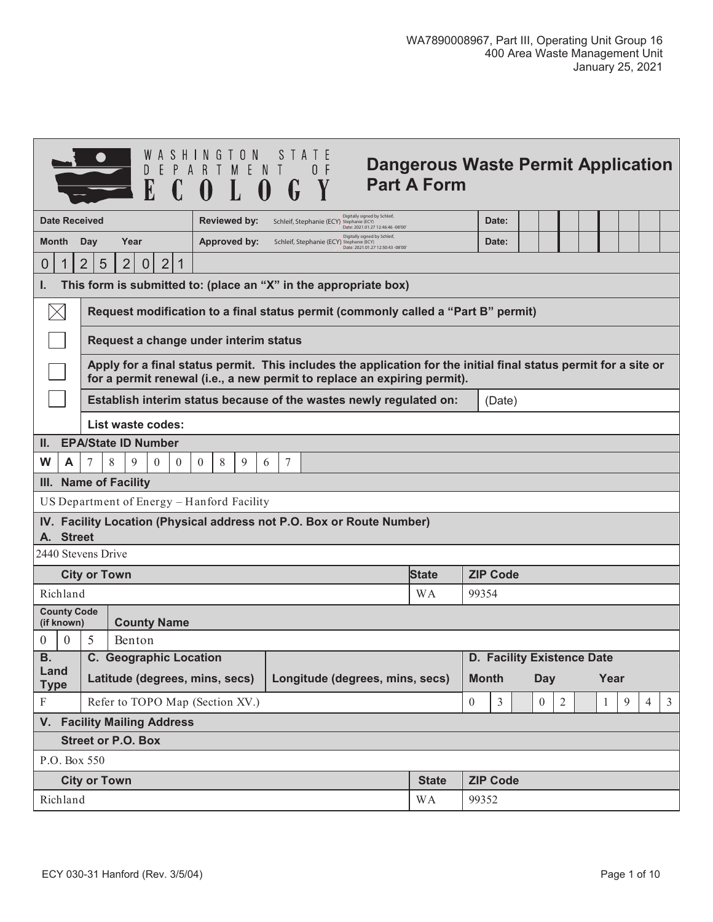WA7890008967, Part III, Operating Unit Group 16
400 Area Waste Management Unit
January 25, 2021

WASHINGTON STATE DEPARTMENT OF ECOLOGY

# Dangerous Waste Permit Application Part A Form

| Date Received | Reviewed by: | Schleif, Stephanie (ECY) Digitally signed by Schleif, Stephanie (ECY) Date: 2021.01.27 12:46:46 -08'00' | Date: |
|---|---|---|---|
| Month Day Year | Approved by: | Schleif, Stephanie (ECY) Digitally signed by Schleif, Stephanie (ECY) Date: 2021.01.27 12:50:43 -08'00' | Date: |
| 0 1 2 5 2 0 2 1 | | | |

**I. This form is submitted to: (place an "X" in the appropriate box)**

| | |
|---|---|
| ☒ | **Request modification to a final status permit (commonly called a "Part B" permit)** |
| ☐ | **Request a change under interim status** |
| ☐ | **Apply for a final status permit. This includes the application for the initial final status permit for a site or for a permit renewal (i.e., a new permit to replace an expiring permit).** |
| ☐ | **Establish interim status because of the wastes newly regulated on:** (Date) |
| | **List waste codes:** |

**II. EPA/State ID Number**

W A 7 8 9 0 0 0 8 9 6 7

**III. Name of Facility**

US Department of Energy – Hanford Facility

**IV. Facility Location (Physical address not P.O. Box or Route Number)**

**A. Street**

2440 Stevens Drive

| City or Town | State | ZIP Code |
|---|---|---|
| Richland | WA | 99354 |

| County Code (if known) | County Name |
|---|---|
| 0 0 5 | Benton |

| B. Land Type | C. Geographic Location Latitude (degrees, mins, secs) | Longitude (degrees, mins, secs) | D. Facility Existence Date Month | Day | Year |
|---|---|---|---|---|---|
| F | Refer to TOPO Map (Section XV.) | | 0 3 | 0 2 | 1 9 4 3 |

**V. Facility Mailing Address**

**Street or P.O. Box**

P.O. Box 550

| City or Town | State | ZIP Code |
|---|---|---|
| Richland | WA | 99352 |

ECY 030-31 Hanford (Rev. 3/5/04)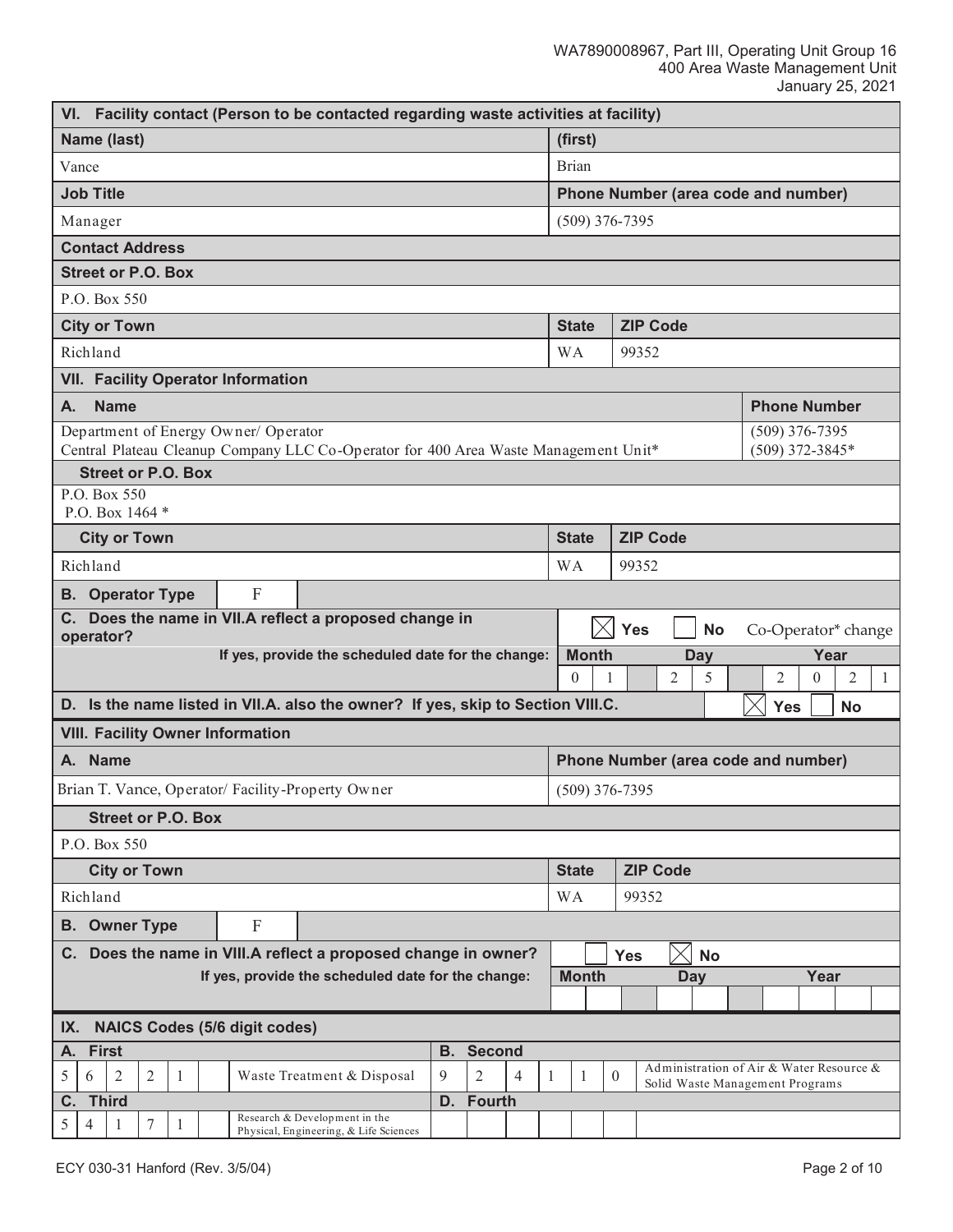| VI. Facility contact (Person to be contacted regarding waste activities at facility) | |
|---|---|
| **Name (last)** | **(first)** |
| Vance | Brian |
| **Job Title** | **Phone Number (area code and number)** |
| Manager | (509) 376-7395 |
| **Contact Address** | |
| **Street or P.O. Box** | |
| P.O. Box 550 | |

| City or Town | State | ZIP Code |
|---|---|---|
| Richland | WA | 99352 |

**VII. Facility Operator Information**

| A. Name | Phone Number |
|---|---|
| Department of Energy Owner/ Operator<br>Central Plateau Cleanup Company LLC Co-Operator for 400 Area Waste Management Unit* | (509) 376-7395<br>(509) 372-3845* |

**Street or P.O. Box**

P.O. Box 550
P.O. Box 1464 *

| City or Town | State | ZIP Code |
|---|---|---|
| Richland | WA | 99352 |

**B. Operator Type:** F

**C. Does the name in VII.A reflect a proposed change in operator?** ☒ Yes ☐ No Co-Operator* change

If yes, provide the scheduled date for the change:

| Month | Day | Year |
|---|---|---|
| 0 1 | 2 5 | 2 0 2 1 |

**D. Is the name listed in VII.A. also the owner? If yes, skip to Section VIII.C.** ☒ Yes ☐ No

**VIII. Facility Owner Information**

| A. Name | Phone Number (area code and number) |
|---|---|
| Brian T. Vance, Operator/ Facility-Property Owner | (509) 376-7395 |

**Street or P.O. Box**

P.O. Box 550

| City or Town | State | ZIP Code |
|---|---|---|
| Richland | WA | 99352 |

**B. Owner Type:** F

**C. Does the name in VIII.A reflect a proposed change in owner?** ☐ Yes ☒ No

If yes, provide the scheduled date for the change:

| Month | Day | Year |
|---|---|---|
| | | |

**IX. NAICS Codes (5/6 digit codes)**

| A. First | | B. Second | |
|---|---|---|---|
| 5 6 2 2 1 | Waste Treatment & Disposal | 9 2 4 1 1 0 | Administration of Air & Water Resource & Solid Waste Management Programs |
| **C. Third** | | **D. Fourth** | |
| 5 4 1 7 1 | Research & Development in the Physical, Engineering, & Life Sciences | | |

ECY 030-31 Hanford (Rev. 3/5/04)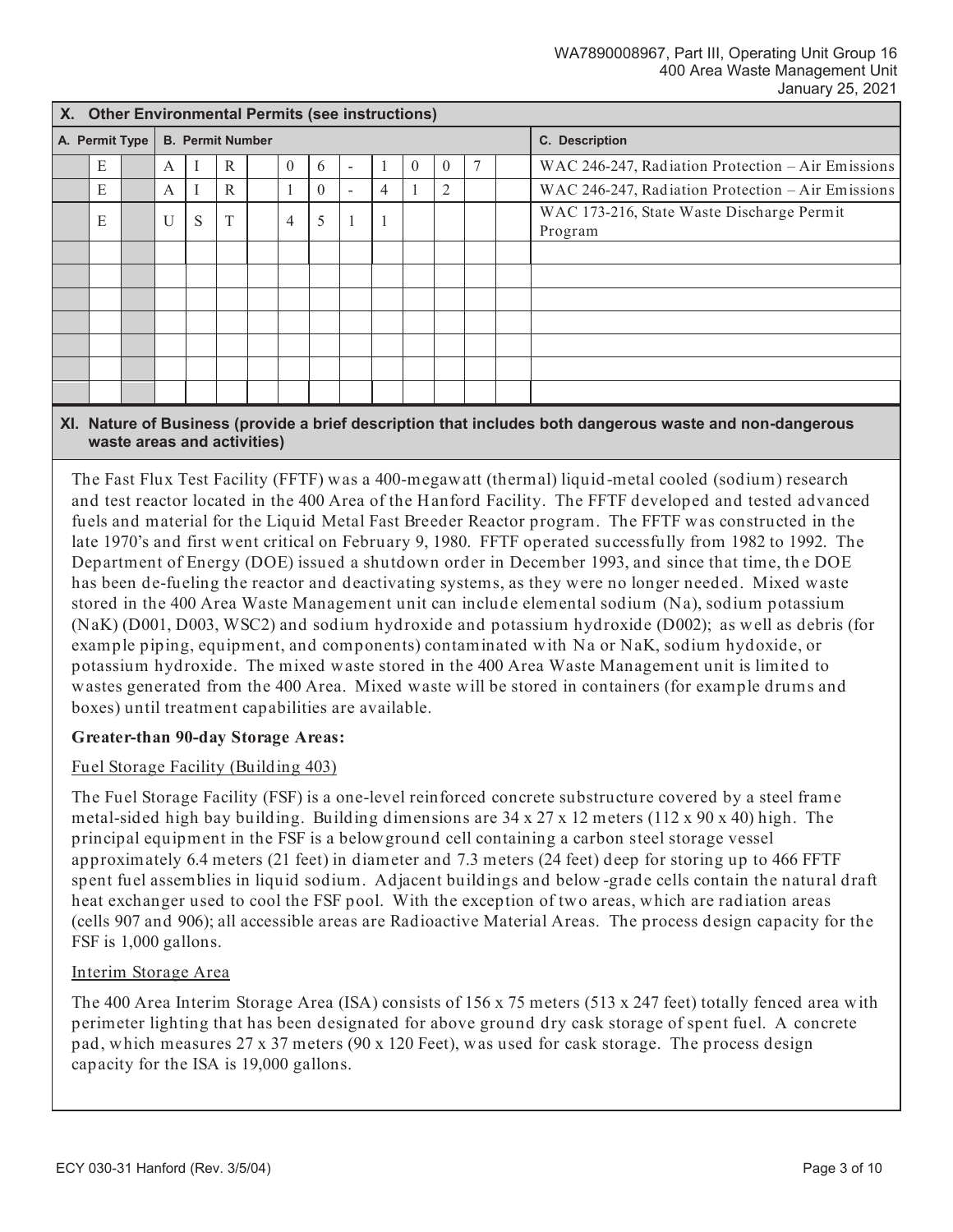## X. Other Environmental Permits (see instructions)

| A. Permit Type | B. Permit Number | C. Description |
|---|---|---|
| E | AIR 06-1007 | WAC 246-247, Radiation Protection – Air Emissions |
| E | AIR 10-412 | WAC 246-247, Radiation Protection – Air Emissions |
| E | UST 4511 | WAC 173-216, State Waste Discharge Permit Program |
| | | |
| | | |
| | | |
| | | |
| | | |
| | | |
| | | |

## XI. Nature of Business (provide a brief description that includes both dangerous waste and non-dangerous waste areas and activities)

The Fast Flux Test Facility (FFTF) was a 400-megawatt (thermal) liquid-metal cooled (sodium) research and test reactor located in the 400 Area of the Hanford Facility. The FFTF developed and tested advanced fuels and material for the Liquid Metal Fast Breeder Reactor program. The FFTF was constructed in the late 1970's and first went critical on February 9, 1980. FFTF operated successfully from 1982 to 1992. The Department of Energy (DOE) issued a shutdown order in December 1993, and since that time, the DOE has been de-fueling the reactor and deactivating systems, as they were no longer needed. Mixed waste stored in the 400 Area Waste Management unit can include elemental sodium (Na), sodium potassium (NaK) (D001, D003, WSC2) and sodium hydroxide and potassium hydroxide (D002); as well as debris (for example piping, equipment, and components) contaminated with Na or NaK, sodium hydoxide, or potassium hydroxide. The mixed waste stored in the 400 Area Waste Management unit is limited to wastes generated from the 400 Area. Mixed waste will be stored in containers (for example drums and boxes) until treatment capabilities are available.

**Greater-than 90-day Storage Areas:**

Fuel Storage Facility (Building 403)

The Fuel Storage Facility (FSF) is a one-level reinforced concrete substructure covered by a steel frame metal-sided high bay building. Building dimensions are 34 x 27 x 12 meters (112 x 90 x 40) high. The principal equipment in the FSF is a belowground cell containing a carbon steel storage vessel approximately 6.4 meters (21 feet) in diameter and 7.3 meters (24 feet) deep for storing up to 466 FFTF spent fuel assemblies in liquid sodium. Adjacent buildings and below-grade cells contain the natural draft heat exchanger used to cool the FSF pool. With the exception of two areas, which are radiation areas (cells 907 and 906); all accessible areas are Radioactive Material Areas. The process design capacity for the FSF is 1,000 gallons.

Interim Storage Area

The 400 Area Interim Storage Area (ISA) consists of 156 x 75 meters (513 x 247 feet) totally fenced area with perimeter lighting that has been designated for above ground dry cask storage of spent fuel. A concrete pad, which measures 27 x 37 meters (90 x 120 Feet), was used for cask storage. The process design capacity for the ISA is 19,000 gallons.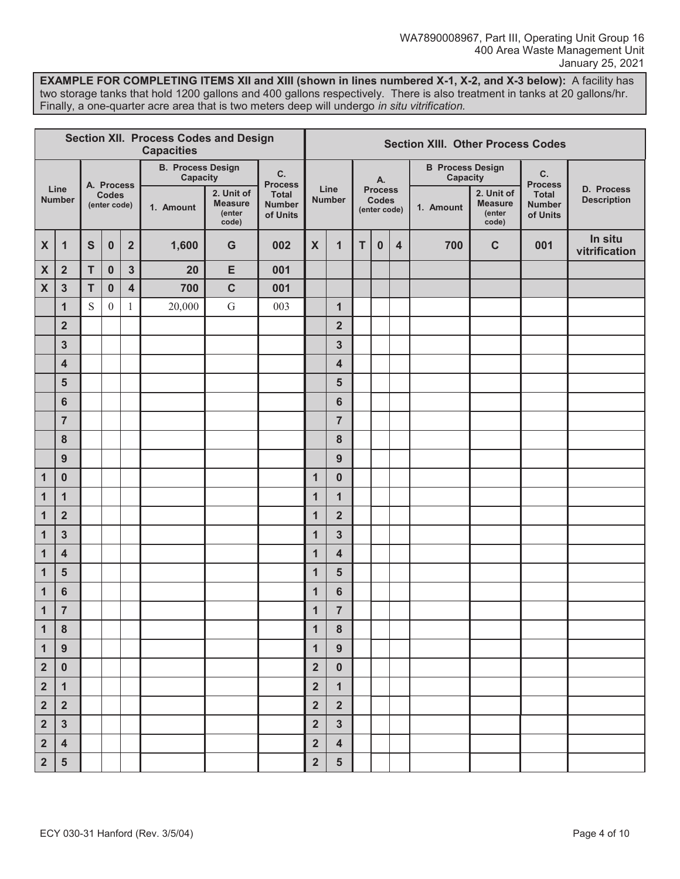**EXAMPLE FOR COMPLETING ITEMS XII and XIII (shown in lines numbered X-1, X-2, and X-3 below):** A facility has two storage tanks that hold 1200 gallons and 400 gallons respectively. There is also treatment in tanks at 20 gallons/hr. Finally, a one-quarter acre area that is two meters deep will undergo *in situ vitrification.*

| Section XII. Process Codes and Design Capacities | | | | | | | | Section XIII. Other Process Codes | | | | | | | | |
|---|---|---|---|---|---|---|---|---|---|---|---|---|---|---|---|---|
| Line Number | | A. Process Codes (enter code) | | | B. Process Design Capacity | | C. Process Total Number of Units | Line Number | | A. Process Codes (enter code) | | | B Process Design Capacity | | C. Process Total Number of Units | D. Process Description |
| | | | | | 1. Amount | 2. Unit of Measure (enter code) | | | | | | | 1. Amount | 2. Unit of Measure (enter code) | | |
| X | 1 | S | 0 | 2 | 1,600 | G | 002 | X | 1 | T | 0 | 4 | 700 | C | 001 | In situ vitrification |
| X | 2 | T | 0 | 3 | 20 | E | 001 | | | | | | | | | |
| X | 3 | T | 0 | 4 | 700 | C | 001 | | | | | | | | | |
| | 1 | S | 0 | 1 | 20,000 | G | 003 | | 1 | | | | | | | |
| | 2 | | | | | | | | 2 | | | | | | | |
| | 3 | | | | | | | | 3 | | | | | | | |
| | 4 | | | | | | | | 4 | | | | | | | |
| | 5 | | | | | | | | 5 | | | | | | | |
| | 6 | | | | | | | | 6 | | | | | | | |
| | 7 | | | | | | | | 7 | | | | | | | |
| | 8 | | | | | | | | 8 | | | | | | | |
| | 9 | | | | | | | | 9 | | | | | | | |
| 1 | 0 | | | | | | | 1 | 0 | | | | | | | |
| 1 | 1 | | | | | | | 1 | 1 | | | | | | | |
| 1 | 2 | | | | | | | 1 | 2 | | | | | | | |
| 1 | 3 | | | | | | | 1 | 3 | | | | | | | |
| 1 | 4 | | | | | | | 1 | 4 | | | | | | | |
| 1 | 5 | | | | | | | 1 | 5 | | | | | | | |
| 1 | 6 | | | | | | | 1 | 6 | | | | | | | |
| 1 | 7 | | | | | | | 1 | 7 | | | | | | | |
| 1 | 8 | | | | | | | 1 | 8 | | | | | | | |
| 1 | 9 | | | | | | | 1 | 9 | | | | | | | |
| 2 | 0 | | | | | | | 2 | 0 | | | | | | | |
| 2 | 1 | | | | | | | 2 | 1 | | | | | | | |
| 2 | 2 | | | | | | | 2 | 2 | | | | | | | |
| 2 | 3 | | | | | | | 2 | 3 | | | | | | | |
| 2 | 4 | | | | | | | 2 | 4 | | | | | | | |
| 2 | 5 | | | | | | | 2 | 5 | | | | | | | |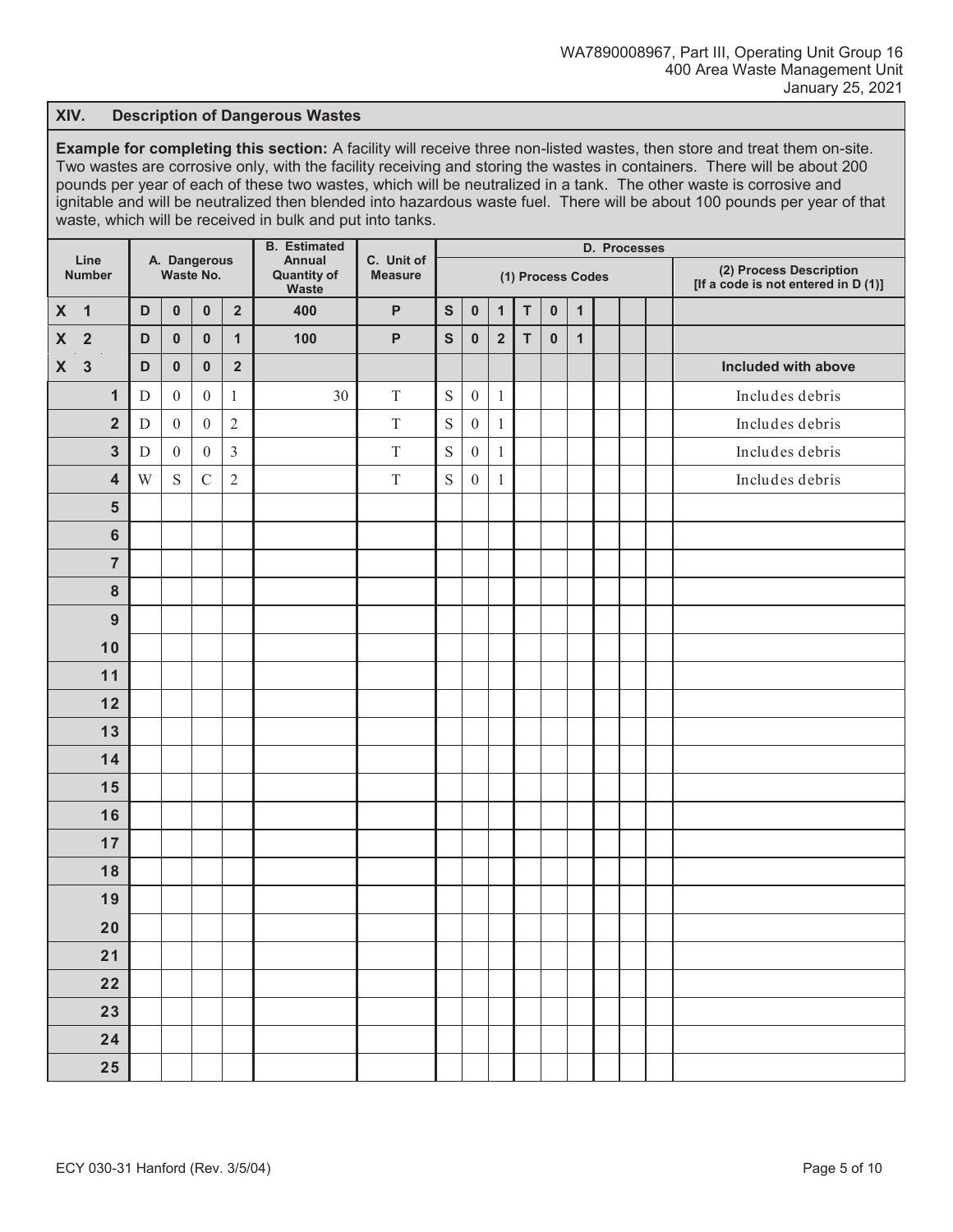## XIV. Description of Dangerous Wastes

**Example for completing this section:** A facility will receive three non-listed wastes, then store and treat them on-site. Two wastes are corrosive only, with the facility receiving and storing the wastes in containers. There will be about 200 pounds per year of each of these two wastes, which will be neutralized in a tank. The other waste is corrosive and ignitable and will be neutralized then blended into hazardous waste fuel. There will be about 100 pounds per year of that waste, which will be received in bulk and put into tanks.

| Line Number | A. Dangerous Waste No. | | | | B. Estimated Annual Quantity of Waste | C. Unit of Measure | D. Processes | | | | | | | | | |
|---|---|---|---|---|---|---|---|---|---|---|---|---|---|---|---|---|
| | | | | | | | (1) Process Codes | | | | | | | | | (2) Process Description [If a code is not entered in D (1)] |
| X 1 | D | 0 | 0 | 2 | 400 | P | S | 0 | 1 | T | 0 | 1 | | | | |
| X 2 | D | 0 | 0 | 1 | 100 | P | S | 0 | 2 | T | 0 | 1 | | | | |
| X 3 | D | 0 | 0 | 2 | | | | | | | | | | | | Included with above |
| 1 | D | 0 | 0 | 1 | 30 | T | S | 0 | 1 | | | | | | | Includes debris |
| 2 | D | 0 | 0 | 2 | | T | S | 0 | 1 | | | | | | | Includes debris |
| 3 | D | 0 | 0 | 3 | | T | S | 0 | 1 | | | | | | | Includes debris |
| 4 | W | S | C | 2 | | T | S | 0 | 1 | | | | | | | Includes debris |
| 5 | | | | | | | | | | | | | | | | |
| 6 | | | | | | | | | | | | | | | | |
| 7 | | | | | | | | | | | | | | | | |
| 8 | | | | | | | | | | | | | | | | |
| 9 | | | | | | | | | | | | | | | | |
| 10 | | | | | | | | | | | | | | | | |
| 11 | | | | | | | | | | | | | | | | |
| 12 | | | | | | | | | | | | | | | | |
| 13 | | | | | | | | | | | | | | | | |
| 14 | | | | | | | | | | | | | | | | |
| 15 | | | | | | | | | | | | | | | | |
| 16 | | | | | | | | | | | | | | | | |
| 17 | | | | | | | | | | | | | | | | |
| 18 | | | | | | | | | | | | | | | | |
| 19 | | | | | | | | | | | | | | | | |
| 20 | | | | | | | | | | | | | | | | |
| 21 | | | | | | | | | | | | | | | | |
| 22 | | | | | | | | | | | | | | | | |
| 23 | | | | | | | | | | | | | | | | |
| 24 | | | | | | | | | | | | | | | | |
| 25 | | | | | | | | | | | | | | | | |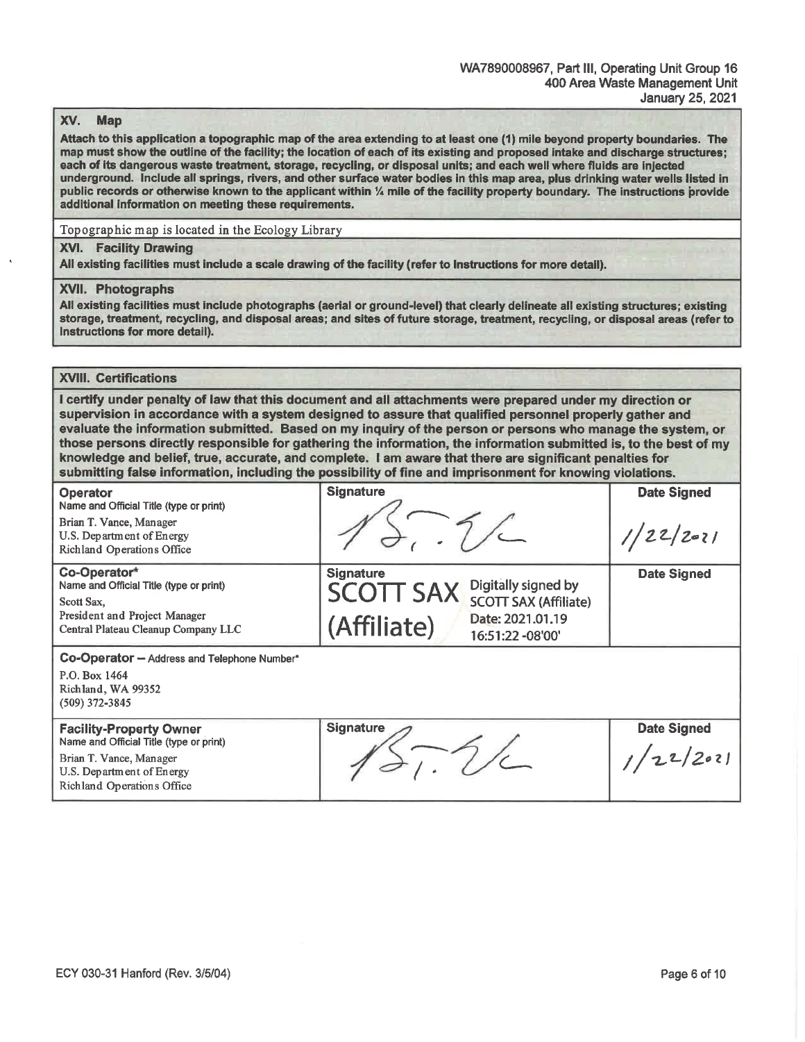## XV. Map

**Attach to this application a topographic map of the area extending to at least one (1) mile beyond property boundaries. The map must show the outline of the facility; the location of each of its existing and proposed intake and discharge structures; each of its dangerous waste treatment, storage, recycling, or disposal units; and each well where fluids are injected underground. Include all springs, rivers, and other surface water bodies in this map area, plus drinking water wells listed in public records or otherwise known to the applicant within ¼ mile of the facility property boundary. The instructions provide additional information on meeting these requirements.**

Topographic map is located in the Ecology Library

## XVI. Facility Drawing

**All existing facilities must include a scale drawing of the facility (refer to Instructions for more detail).**

## XVII. Photographs

**All existing facilities must include photographs (aerial or ground-level) that clearly delineate all existing structures; existing storage, treatment, recycling, and disposal areas; and sites of future storage, treatment, recycling, or disposal areas (refer to Instructions for more detail).**

## XVIII. Certifications

**I certify under penalty of law that this document and all attachments were prepared under my direction or supervision in accordance with a system designed to assure that qualified personnel properly gather and evaluate the information submitted. Based on my inquiry of the person or persons who manage the system, or those persons directly responsible for gathering the information, the information submitted is, to the best of my knowledge and belief, true, accurate, and complete. I am aware that there are significant penalties for submitting false information, including the possibility of fine and imprisonment for knowing violations.**

| **Operator** Name and Official Title (type or print) | **Signature** | **Date Signed** |
|---|---|---|
| Brian T. Vance, Manager<br>U.S. Department of Energy<br>Richland Operations Office | [Signature] | 1/22/2021 |
| **Co-Operator*** Name and Official Title (type or print) | **Signature** | **Date Signed** |
| Scott Sax,<br>President and Project Manager<br>Central Plateau Cleanup Company LLC | SCOTT SAX (Affiliate) Digitally signed by SCOTT SAX (Affiliate) Date: 2021.01.19 16:51:22 -08'00' | |

**Co-Operator – Address and Telephone Number***

P.O. Box 1464
Richland, WA 99352
(509) 372-3845

| **Facility-Property Owner** Name and Official Title (type or print) | **Signature** | **Date Signed** |
|---|---|---|
| Brian T. Vance, Manager<br>U.S. Department of Energy<br>Richland Operations Office | [Signature] | 1/22/2021 |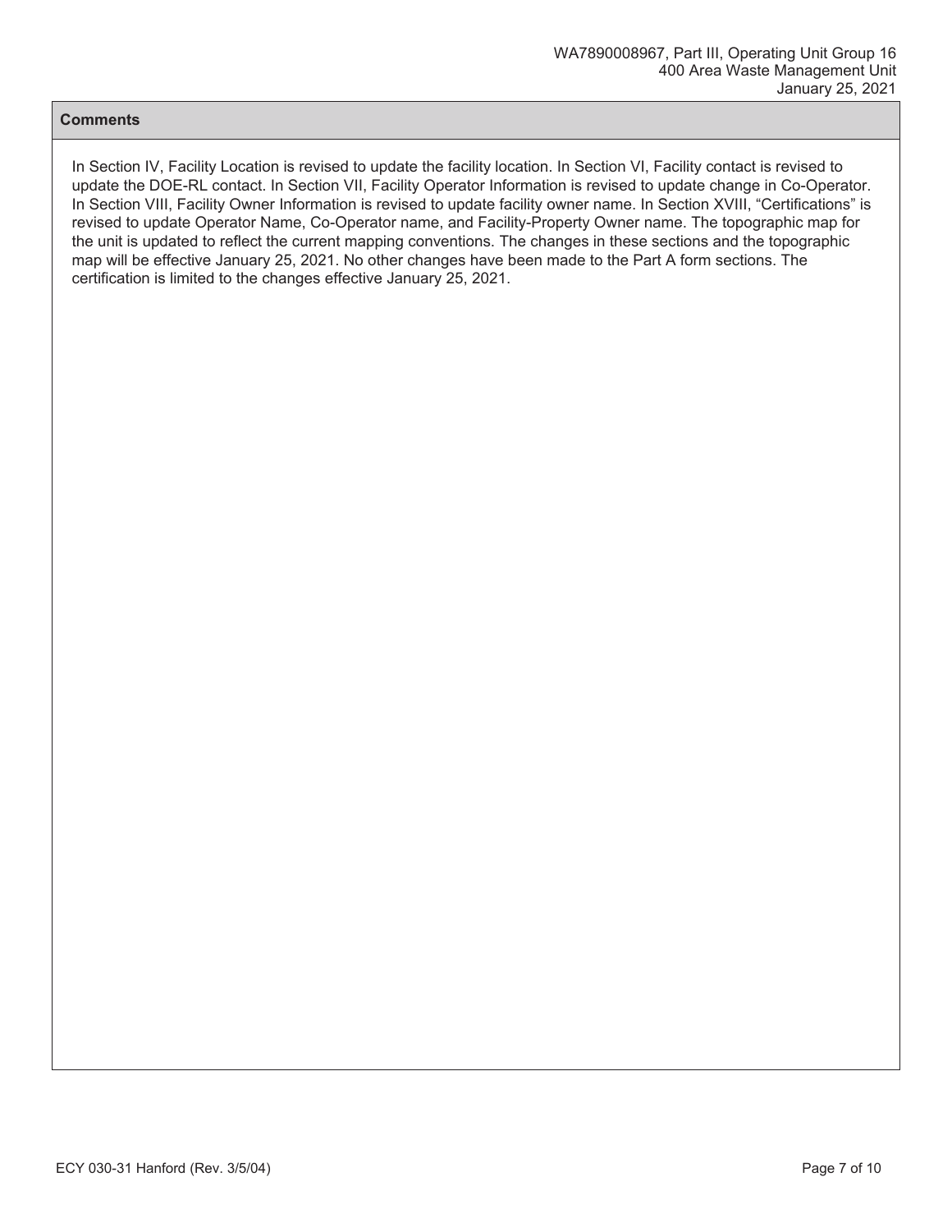## Comments

In Section IV, Facility Location is revised to update the facility location. In Section VI, Facility contact is revised to update the DOE-RL contact. In Section VII, Facility Operator Information is revised to update change in Co-Operator. In Section VIII, Facility Owner Information is revised to update facility owner name. In Section XVIII, "Certifications" is revised to update Operator Name, Co-Operator name, and Facility-Property Owner name. The topographic map for the unit is updated to reflect the current mapping conventions. The changes in these sections and the topographic map will be effective January 25, 2021. No other changes have been made to the Part A form sections. The certification is limited to the changes effective January 25, 2021.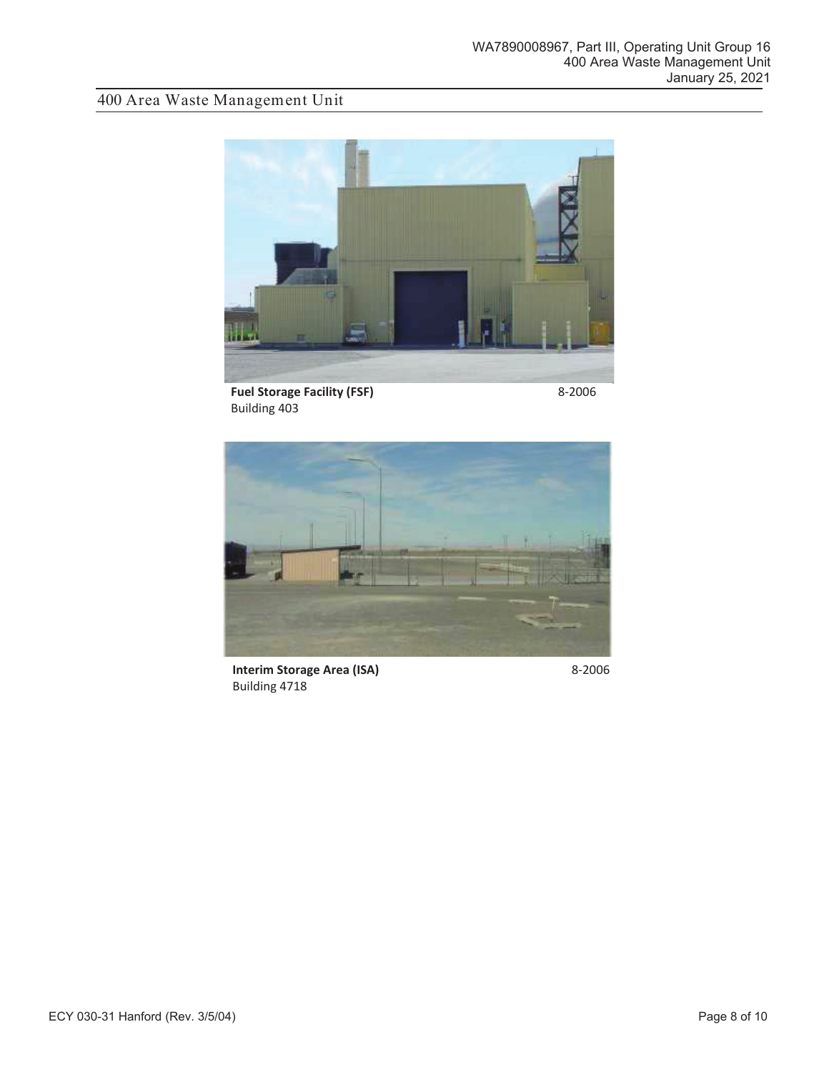# 400 Area Waste Management Unit

**Fuel Storage Facility (FSF)** 8-2006
Building 403

**Interim Storage Area (ISA)** 8-2006
Building 4718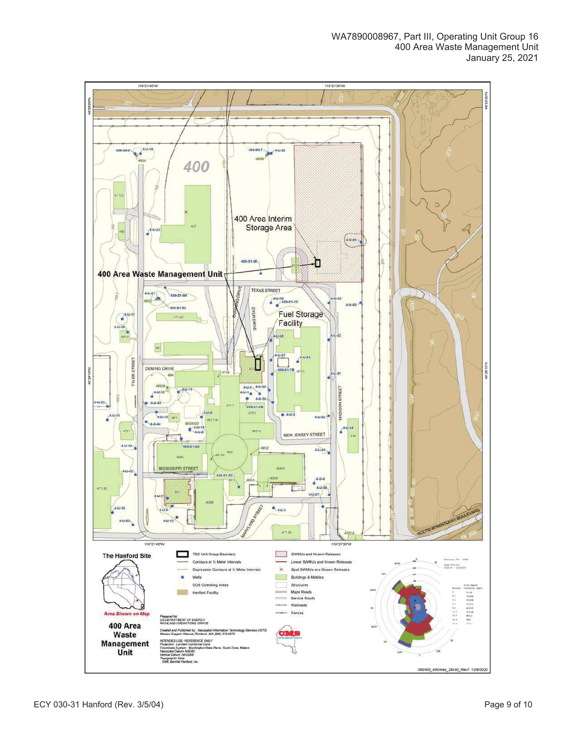119°21'40"W

119°21'30"W

46°20'20"N

400

400 Area Interim Storage Area

400 Area Waste Management Unit

Fuel Storage Facility

TEXAS STREET

DEMING DRIVE

TYLER STREET

MADISON STREET

NEW JERSEY STREET

MISSISSIPPI STREET

MARYLAND STREET

ROUTE 4/KENTUCKY BOULEVARD

46°20'10"N

**The Hanford Site**

*Area Shown on Map*

**400 Area Waste Management Unit**

- TSD Unit Group Boundary
- Contours at ½ Meter Intervals
- Depression Contours at ½ Meter Intervals
- Wells
- DOE Operating Areas
- Hanford Facility
- SWMUs and Known Releases
- Linear SWMUs and Known Releases
- Spot SWMUs and Known Releases
- Buildings & Mobiles
- Structures
- Major Roads
- Service Roads
- Railroads
- Fences

*Prepared for:*
*US DEPARTMENT OF ENERGY*
*RICHLAND OPERATIONS OFFICE*

*Created and Published by: Geospatial Information Technology Services (GITS)*
*Mission Support Alliance, Richland, WA (509) 373-5076*

*INTENDED USE: REFERENCE ONLY*
*Projection: Lambert Conformal Conic*
*Coordinate System: Washington State Plane, South Zone, Meters*
*Horizontal Datum: NAD83*
*Vertical Datum: NAVD88*
*Topographic Data:*
*1996, Bechtel Hanford, Inc.*

050905_400Area_28x40_Rev7 12/8/2020